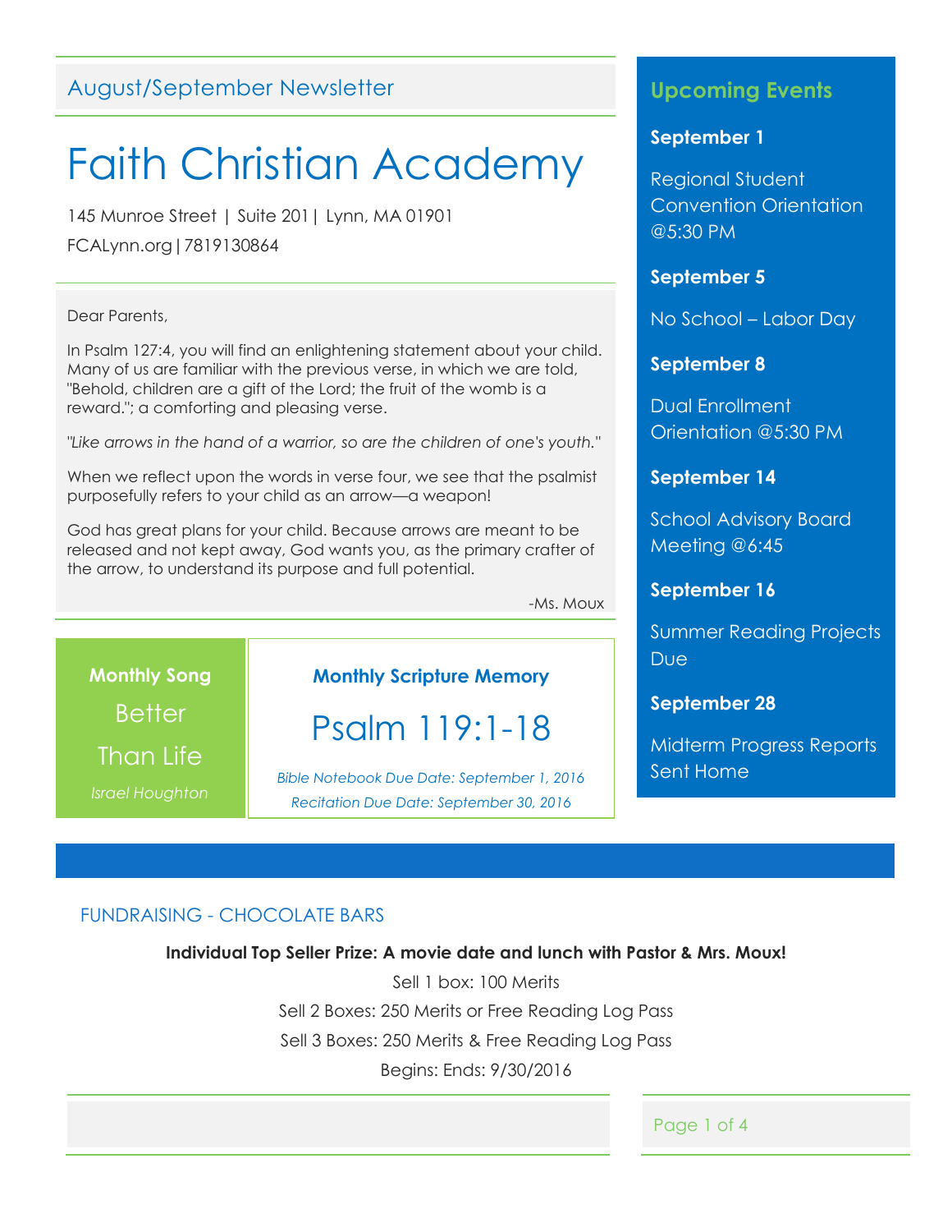## August/September Newsletter

# Faith Christian Academy

145 Munroe Street | Suite 201| Lynn, MA 01901

FCALynn.org|7819130864

Dear Parents,

In Psalm 127:4, you will find an enlightening statement about your child. Many of us are familiar with the previous verse, in which we are told, "Behold, children are a gift of the Lord; the fruit of the womb is a reward."; a comforting and pleasing verse.

*"Like arrows in the hand of a warrior, so are the children of one's youth."*

When we reflect upon the words in verse four, we see that the psalmist purposefully refers to your child as an arrow—a weapon!

God has great plans for your child. Because arrows are meant to be released and not kept away, God wants you, as the primary crafter of the arrow, to understand its purpose and full potential.

-Ms. Moux

**Monthly Song**

Better Than Life

*Israel Houghton*

**Monthly Scripture Memory**

Psalm 119:1-18

*Bible Notebook Due Date: September 1, 2016*

*Recitation Due Date: September 30, 2016*

## Upcoming Events

**September 1**

Regional Student Convention Orientation @5:30 PM

**September 5**

No School – Labor Day

**September 8**

Dual Enrollment Orientation @5:30 PM

**September 14**

School Advisory Board Meeting @6:45

**September 16**

Summer Reading Projects Due

**September 28**

Midterm Progress Reports Sent Home

## FUNDRAISING - CHOCOLATE BARS

**Individual Top Seller Prize: A movie date and lunch with Pastor & Mrs. Moux!**

Sell 1 box: 100 Merits

Sell 2 Boxes: 250 Merits or Free Reading Log Pass

Sell 3 Boxes: 250 Merits & Free Reading Log Pass

Begins: Ends: 9/30/2016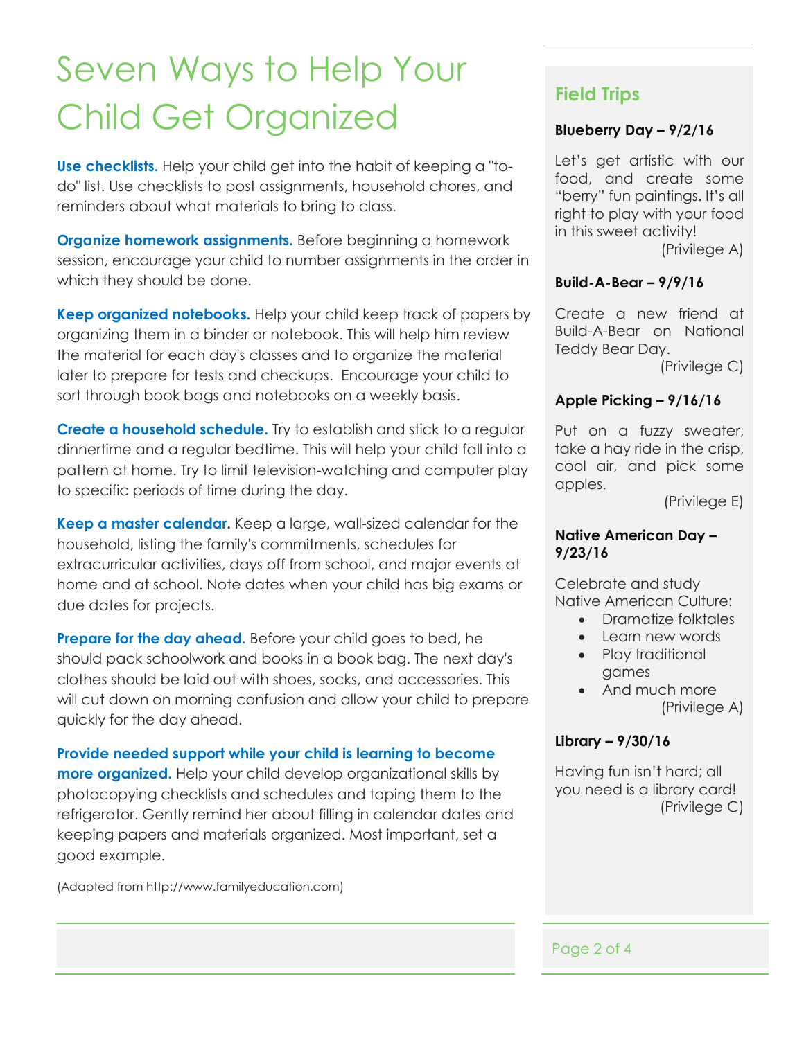# Seven Ways to Help Your Child Get Organized

**Use checklists.** Help your child get into the habit of keeping a "to-do" list. Use checklists to post assignments, household chores, and reminders about what materials to bring to class.

**Organize homework assignments.** Before beginning a homework session, encourage your child to number assignments in the order in which they should be done.

**Keep organized notebooks.** Help your child keep track of papers by organizing them in a binder or notebook. This will help him review the material for each day's classes and to organize the material later to prepare for tests and checkups. Encourage your child to sort through book bags and notebooks on a weekly basis.

**Create a household schedule.** Try to establish and stick to a regular dinnertime and a regular bedtime. This will help your child fall into a pattern at home. Try to limit television-watching and computer play to specific periods of time during the day.

**Keep a master calendar.** Keep a large, wall-sized calendar for the household, listing the family's commitments, schedules for extracurricular activities, days off from school, and major events at home and at school. Note dates when your child has big exams or due dates for projects.

**Prepare for the day ahead.** Before your child goes to bed, he should pack schoolwork and books in a book bag. The next day's clothes should be laid out with shoes, socks, and accessories. This will cut down on morning confusion and allow your child to prepare quickly for the day ahead.

**Provide needed support while your child is learning to become more organized.** Help your child develop organizational skills by photocopying checklists and schedules and taping them to the refrigerator. Gently remind her about filling in calendar dates and keeping papers and materials organized. Most important, set a good example.

(Adapted from http://www.familyeducation.com)

## Field Trips

**Blueberry Day – 9/2/16**

Let's get artistic with our food, and create some "berry" fun paintings. It's all right to play with your food in this sweet activity!
(Privilege A)

**Build-A-Bear – 9/9/16**

Create a new friend at Build-A-Bear on National Teddy Bear Day.
(Privilege C)

**Apple Picking – 9/16/16**

Put on a fuzzy sweater, take a hay ride in the crisp, cool air, and pick some apples.
(Privilege E)

**Native American Day – 9/23/16**

Celebrate and study Native American Culture:

- Dramatize folktales
- Learn new words
- Play traditional games
- And much more

(Privilege A)

**Library – 9/30/16**

Having fun isn't hard; all you need is a library card!
(Privilege C)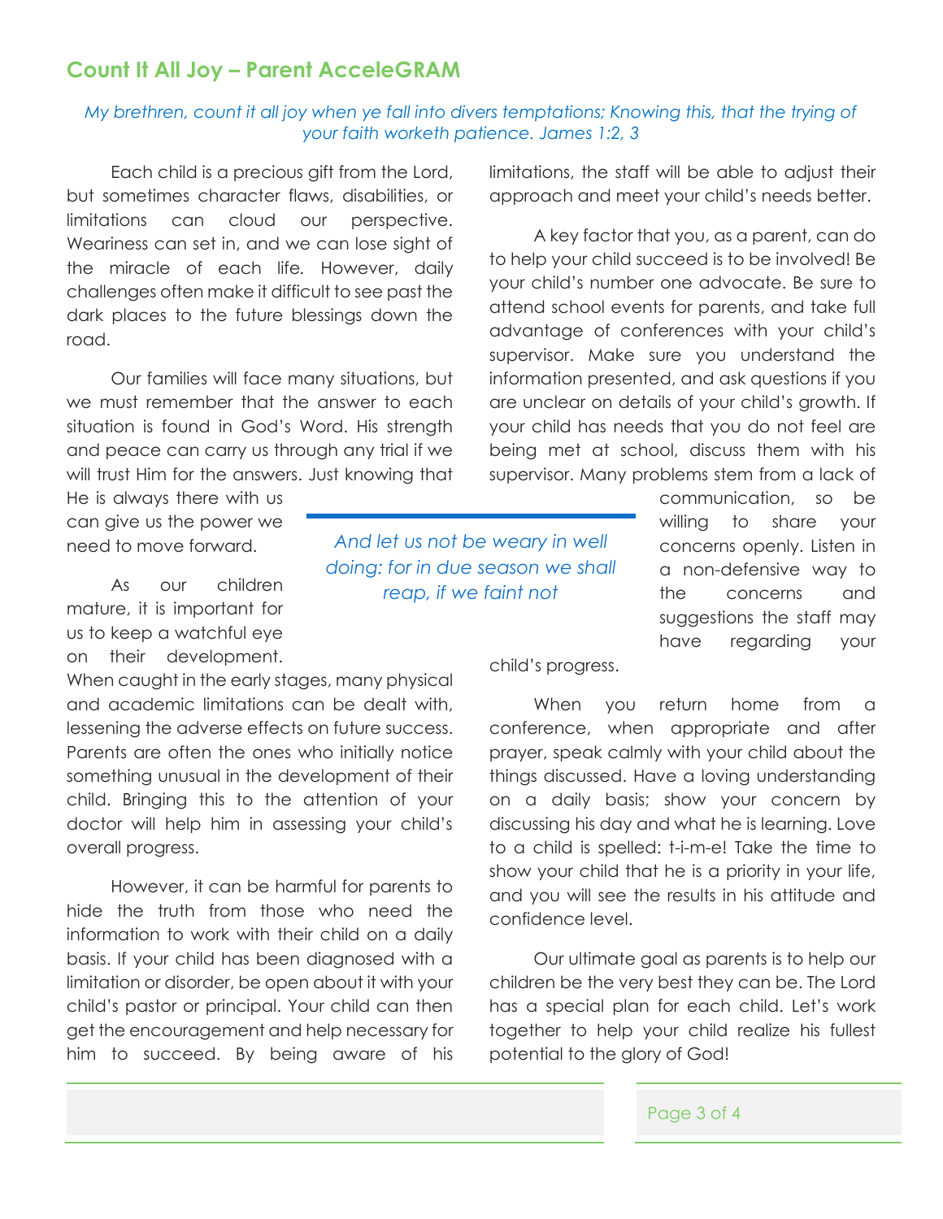## Count It All Joy – Parent AcceleGRAM

*My brethren, count it all joy when ye fall into divers temptations; Knowing this, that the trying of your faith worketh patience. James 1:2, 3*

Each child is a precious gift from the Lord, but sometimes character flaws, disabilities, or limitations can cloud our perspective. Weariness can set in, and we can lose sight of the miracle of each life. However, daily challenges often make it difficult to see past the dark places to the future blessings down the road.

Our families will face many situations, but we must remember that the answer to each situation is found in God's Word. His strength and peace can carry us through any trial if we will trust Him for the answers. Just knowing that He is always there with us can give us the power we need to move forward.

As our children mature, it is important for us to keep a watchful eye on their development. When caught in the early stages, many physical and academic limitations can be dealt with, lessening the adverse effects on future success. Parents are often the ones who initially notice something unusual in the development of their child. Bringing this to the attention of your doctor will help him in assessing your child's overall progress.

However, it can be harmful for parents to hide the truth from those who need the information to work with their child on a daily basis. If your child has been diagnosed with a limitation or disorder, be open about it with your child's pastor or principal. Your child can then get the encouragement and help necessary for him to succeed. By being aware of his limitations, the staff will be able to adjust their approach and meet your child's needs better.

*And let us not be weary in well doing: for in due season we shall reap, if we faint not*

A key factor that you, as a parent, can do to help your child succeed is to be involved! Be your child's number one advocate. Be sure to attend school events for parents, and take full advantage of conferences with your child's supervisor. Make sure you understand the information presented, and ask questions if you are unclear on details of your child's growth. If your child has needs that you do not feel are being met at school, discuss them with his supervisor. Many problems stem from a lack of communication, so be willing to share your concerns openly. Listen in a non-defensive way to the concerns and suggestions the staff may have regarding your child's progress.

When you return home from a conference, when appropriate and after prayer, speak calmly with your child about the things discussed. Have a loving understanding on a daily basis; show your concern by discussing his day and what he is learning. Love to a child is spelled: t-i-m-e! Take the time to show your child that he is a priority in your life, and you will see the results in his attitude and confidence level.

Our ultimate goal as parents is to help our children be the very best they can be. The Lord has a special plan for each child. Let's work together to help your child realize his fullest potential to the glory of God!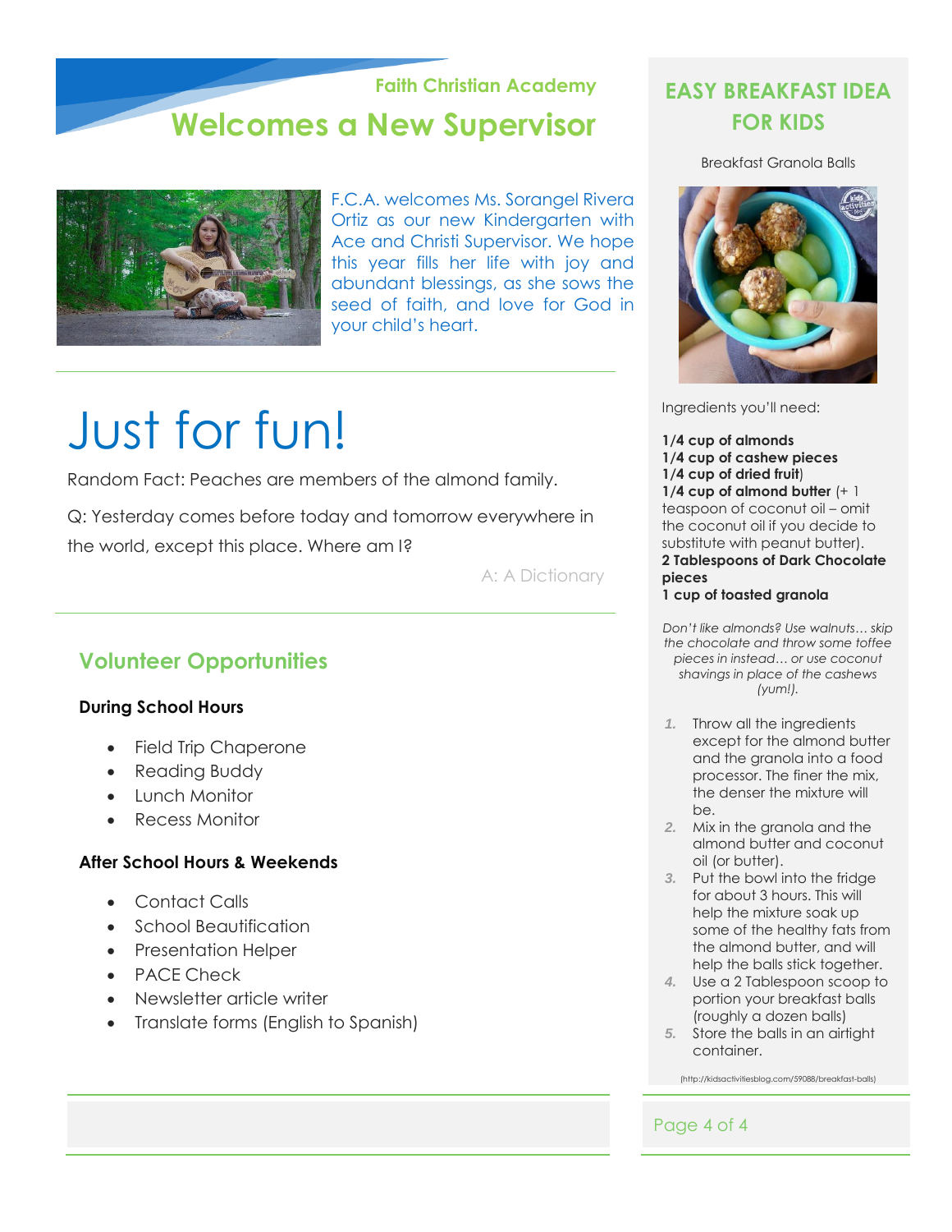### Faith Christian Academy

## Welcomes a New Supervisor

F.C.A. welcomes Ms. Sorangel Rivera Ortiz as our new Kindergarten with Ace and Christi Supervisor. We hope this year fills her life with joy and abundant blessings, as she sows the seed of faith, and love for God in your child's heart.

# Just for fun!

Random Fact: Peaches are members of the almond family.

Q: Yesterday comes before today and tomorrow everywhere in the world, except this place. Where am I?

A: A Dictionary

## Volunteer Opportunities

### During School Hours

- Field Trip Chaperone
- Reading Buddy
- Lunch Monitor
- Recess Monitor

### After School Hours & Weekends

- Contact Calls
- School Beautification
- Presentation Helper
- PACE Check
- Newsletter article writer
- Translate forms (English to Spanish)

## EASY BREAKFAST IDEA FOR KIDS

Breakfast Granola Balls

Ingredients you'll need:

**1/4 cup of almonds**
**1/4 cup of cashew pieces**
**1/4 cup of dried fruit**)
**1/4 cup of almond butter** (+ 1 teaspoon of coconut oil – omit the coconut oil if you decide to substitute with peanut butter).
**2 Tablespoons of Dark Chocolate pieces**
**1 cup of toasted granola**

*Don't like almonds? Use walnuts… skip the chocolate and throw some toffee pieces in instead… or use coconut shavings in place of the cashews (yum!).*

1. Throw all the ingredients except for the almond butter and the granola into a food processor. The finer the mix, the denser the mixture will be.
2. Mix in the granola and the almond butter and coconut oil (or butter).
3. Put the bowl into the fridge for about 3 hours. This will help the mixture soak up some of the healthy fats from the almond butter, and will help the balls stick together.
4. Use a 2 Tablespoon scoop to portion your breakfast balls (roughly a dozen balls)
5. Store the balls in an airtight container.

(http://kidsactivitiesblog.com/59088/breakfast-balls)